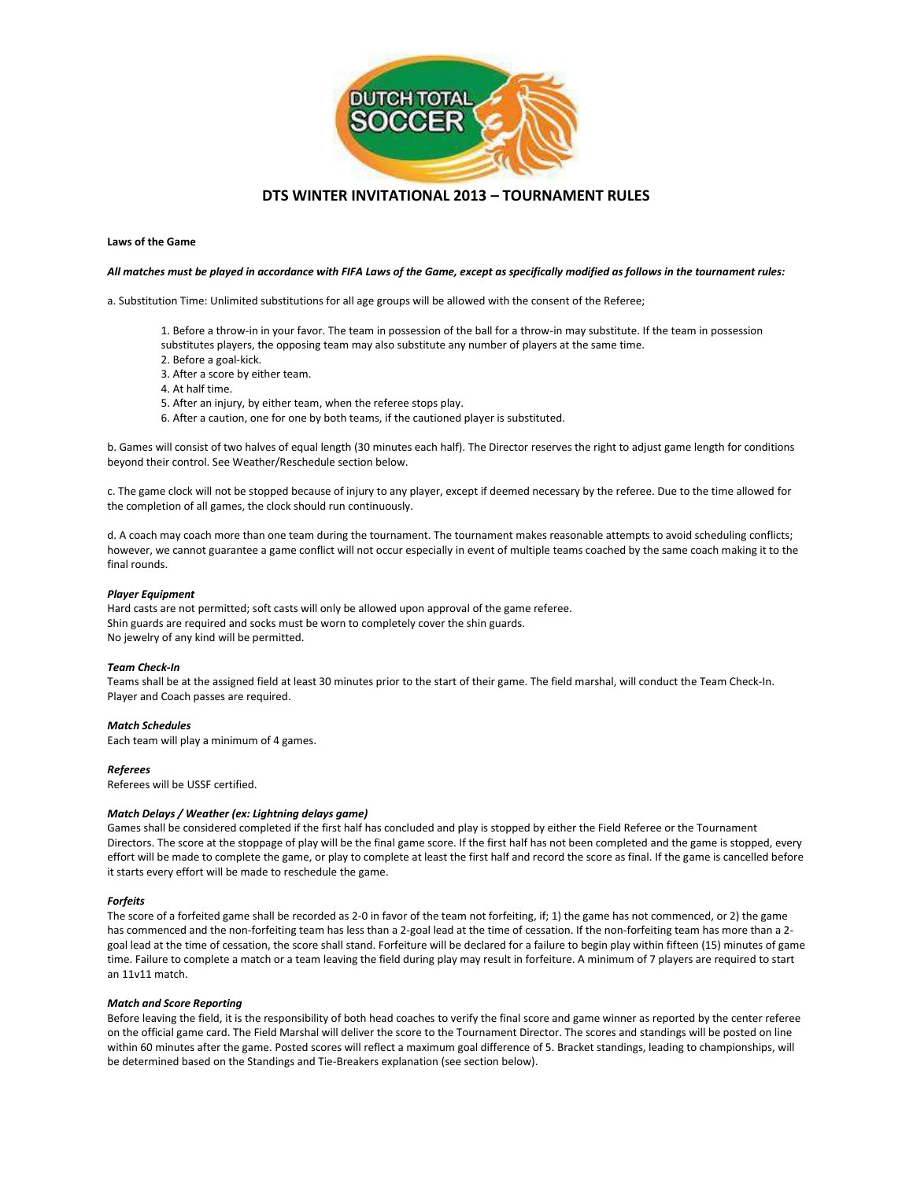# DTS WINTER INVITATIONAL 2013 – TOURNAMENT RULES

**Laws of the Game**

***All matches must be played in accordance with FIFA Laws of the Game, except as specifically modified as follows in the tournament rules:***

a. Substitution Time: Unlimited substitutions for all age groups will be allowed with the consent of the Referee;

1. Before a throw-in in your favor. The team in possession of the ball for a throw-in may substitute. If the team in possession substitutes players, the opposing team may also substitute any number of players at the same time.
2. Before a goal-kick.
3. After a score by either team.
4. At half time.
5. After an injury, by either team, when the referee stops play.
6. After a caution, one for one by both teams, if the cautioned player is substituted.

b. Games will consist of two halves of equal length (30 minutes each half). The Director reserves the right to adjust game length for conditions beyond their control. See Weather/Reschedule section below.

c. The game clock will not be stopped because of injury to any player, except if deemed necessary by the referee. Due to the time allowed for the completion of all games, the clock should run continuously.

d. A coach may coach more than one team during the tournament. The tournament makes reasonable attempts to avoid scheduling conflicts; however, we cannot guarantee a game conflict will not occur especially in event of multiple teams coached by the same coach making it to the final rounds.

***Player Equipment***

Hard casts are not permitted; soft casts will only be allowed upon approval of the game referee.
Shin guards are required and socks must be worn to completely cover the shin guards.
No jewelry of any kind will be permitted.

***Team Check-In***

Teams shall be at the assigned field at least 30 minutes prior to the start of their game. The field marshal, will conduct the Team Check-In. Player and Coach passes are required.

***Match Schedules***

Each team will play a minimum of 4 games.

***Referees***

Referees will be USSF certified.

***Match Delays / Weather (ex: Lightning delays game)***

Games shall be considered completed if the first half has concluded and play is stopped by either the Field Referee or the Tournament Directors. The score at the stoppage of play will be the final game score. If the first half has not been completed and the game is stopped, every effort will be made to complete the game, or play to complete at least the first half and record the score as final. If the game is cancelled before it starts every effort will be made to reschedule the game.

***Forfeits***

The score of a forfeited game shall be recorded as 2-0 in favor of the team not forfeiting, if; 1) the game has not commenced, or 2) the game has commenced and the non-forfeiting team has less than a 2-goal lead at the time of cessation. If the non-forfeiting team has more than a 2-goal lead at the time of cessation, the score shall stand. Forfeiture will be declared for a failure to begin play within fifteen (15) minutes of game time. Failure to complete a match or a team leaving the field during play may result in forfeiture. A minimum of 7 players are required to start an 11v11 match.

***Match and Score Reporting***

Before leaving the field, it is the responsibility of both head coaches to verify the final score and game winner as reported by the center referee on the official game card. The Field Marshal will deliver the score to the Tournament Director. The scores and standings will be posted on line within 60 minutes after the game. Posted scores will reflect a maximum goal difference of 5. Bracket standings, leading to championships, will be determined based on the Standings and Tie-Breakers explanation (see section below).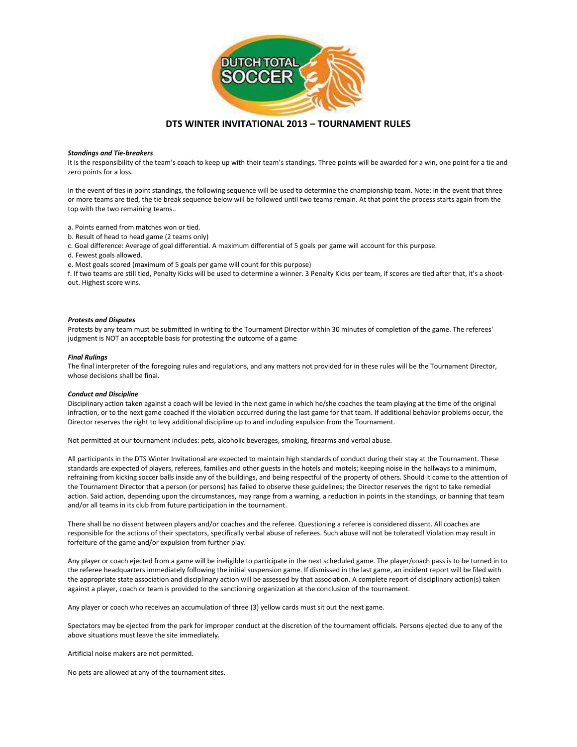# DTS WINTER INVITATIONAL 2013 – TOURNAMENT RULES

***Standings and Tie-breakers***

It is the responsibility of the team's coach to keep up with their team's standings. Three points will be awarded for a win, one point for a tie and zero points for a loss.

In the event of ties in point standings, the following sequence will be used to determine the championship team. Note: in the event that three or more teams are tied, the tie break sequence below will be followed until two teams remain. At that point the process starts again from the top with the two remaining teams..

a. Points earned from matches won or tied.
b. Result of head to head game (2 teams only)
c. Goal difference: Average of goal differential. A maximum differential of 5 goals per game will account for this purpose.
d. Fewest goals allowed.
e. Most goals scored (maximum of 5 goals per game will count for this purpose)
f. If two teams are still tied, Penalty Kicks will be used to determine a winner. 3 Penalty Kicks per team, if scores are tied after that, it's a shoot-out. Highest score wins.

***Protests and Disputes***

Protests by any team must be submitted in writing to the Tournament Director within 30 minutes of completion of the game. The referees' judgment is NOT an acceptable basis for protesting the outcome of a game

***Final Rulings***

The final interpreter of the foregoing rules and regulations, and any matters not provided for in these rules will be the Tournament Director, whose decisions shall be final.

***Conduct and Discipline***

Disciplinary action taken against a coach will be levied in the next game in which he/she coaches the team playing at the time of the original infraction, or to the next game coached if the violation occurred during the last game for that team. If additional behavior problems occur, the Director reserves the right to levy additional discipline up to and including expulsion from the Tournament.

Not permitted at our tournament includes: pets, alcoholic beverages, smoking, firearms and verbal abuse.

All participants in the DTS Winter Invitational are expected to maintain high standards of conduct during their stay at the Tournament. These standards are expected of players, referees, families and other guests in the hotels and motels; keeping noise in the hallways to a minimum, refraining from kicking soccer balls inside any of the buildings, and being respectful of the property of others. Should it come to the attention of the Tournament Director that a person (or persons) has failed to observe these guidelines; the Director reserves the right to take remedial action. Said action, depending upon the circumstances, may range from a warning, a reduction in points in the standings, or banning that team and/or all teams in its club from future participation in the tournament.

There shall be no dissent between players and/or coaches and the referee. Questioning a referee is considered dissent. All coaches are responsible for the actions of their spectators, specifically verbal abuse of referees. Such abuse will not be tolerated! Violation may result in forfeiture of the game and/or expulsion from further play.

Any player or coach ejected from a game will be ineligible to participate in the next scheduled game. The player/coach pass is to be turned in to the referee headquarters immediately following the initial suspension game. If dismissed in the last game, an incident report will be filed with the appropriate state association and disciplinary action will be assessed by that association. A complete report of disciplinary action(s) taken against a player, coach or team is provided to the sanctioning organization at the conclusion of the tournament.

Any player or coach who receives an accumulation of three (3) yellow cards must sit out the next game.

Spectators may be ejected from the park for improper conduct at the discretion of the tournament officials. Persons ejected due to any of the above situations must leave the site immediately.

Artificial noise makers are not permitted.

No pets are allowed at any of the tournament sites.